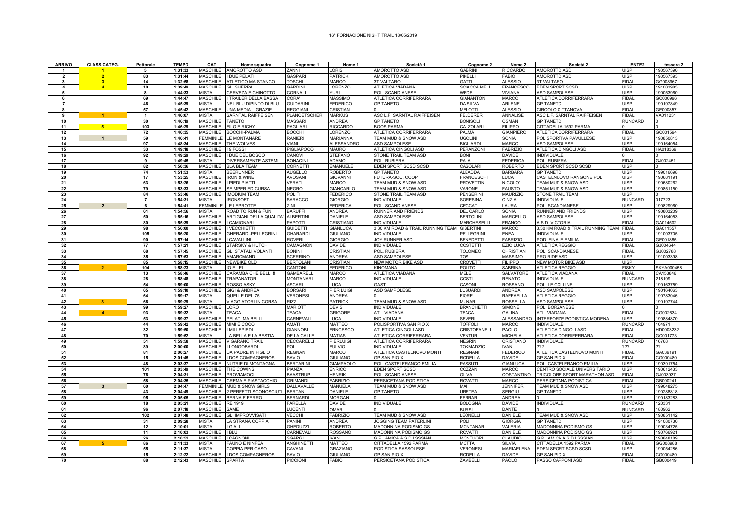# 16° FORNACIONE NIGHT TRAIL 18/05/2019

| ARRIVO | CLASS.CATEG. | Pettorale | TEMPO | CAT | Nome squadra | Cognome 1 | Nome 1 | Società 1 | Cognome 2 | Nome 2 | Società 2 | ENTE2 | tessera 2 |
|---|---|---|---|---|---|---|---|---|---|---|---|---|---|
| 1 | 1 | 5 | 1:31:33 | MASCHILE | AMOROTTO ASD | ZANNI | LORIS | AMOROTTO ASD | GABRINI | RICCARDO | AMOROTTO ASD | UISP | 190567390 |
| 2 | 2 | 83 | 1:31:44 | MASCHILE | I DUE PELATI | GASPARI | PATRICK | AMOROTTO ASD | PINELLI | FABIO | AMOROTTO ASD | UISP | 190567393 |
| 3 | 3 | 14 | 1:32:58 | MASCHILE | ATLETICO MA STANCO | TOSCHI | MARCO | 3T VALTARO | GATTI | ALESSIO | 3T VALTARO | FIDAL | GG008967 |
| 4 | 4 | 10 | 1:39:49 | MASCHILE | GLI SHERPA | GARDINI | LORENZO | ATLETICA VIADANA | SCIACCA MELLI | FRANCESCO | EDEN SPORT SCSD | UISP | 191003985 |
| 5 | | 8 | 1:44:33 | MISTA | CERVEZA E CHINOTTO | CORNALI | YURI | POL. SCANDIANESE | WEDEL | VIVIANA | ASD SAMPOLESE | UISP | 190053960 |
| 6 | | 69 | 1:44:47 | MASCHILE | I TRAILER DELLA BASSA | CORA' | MASSIMO | ATLETICA CORRIFERRARA | GIANANTONI | MARCO | ATLETICA CORRIFERRARA | FIDAL | GC000996 |
| 7 | | 46 | 1:45:39 | MISTA | NEL BLU DIPINTO DI BLU | GUIDARINI | FEDERICO | GP TANETO | DA SILVA | ARLENE | GP TANETO | UISP | 190197849 |
| 8 | | 57 | 1:45:42 | MASCHILE | UNA MEDIA ...GRAZIE | REGGIANI | CRISTIAN | 0 | MELOTTI | ALESSIO | CIRCOLO CITTANOVA | FIDAL | GE000857 |
| 9 | 1 | 1 | 1:46:07 | MISTA | SARNTAL RAIFFEISEN | PLANOETSCHER | MARKUS | ASC L.F. SARNTAL RAIFFEISEN | FELDERER | ANNALISE | ASC L.F. SARNTAL RAIFFEISEN | FIDAL | VA011231 |
| 10 | | 30 | 1:46:19 | MASCHILE | TANETO | MASSARI | ANDREA | GP TANETO | BONISOLI | OSMAN | GP TANETO | RUNCARD | 0 |
| 11 | 5 | 103 | 1:46:29 | MASCHILE | FILO E RICHY | PAGLIARI | RICCARDO | BOOS PARMA | CALZOLARI | FILIPPO | CITTADELLA 1592 PARMA | 0 | 0 |
| 12 | | 72 | 1:46:35 | MASCHILE | BOCCHI-PALMA | BOCCHI | LORENZO | ATLETICA CORRIFERRARA | PALMA | GIANPIERO | ATLETICA CORRIFERRARA | FIDAL | GC001594 |
| 13 | 1 | 59 | 1:46:41 | FEMMINILE | LE MONTANARE | RANIERI | MARIANNA | TEAM MUD & SNOW ASD | UGOLINI | SONIA | POLISPORTIVA PAVULLESE | UISP | 190850813 |
| 14 | | 97 | 1:48:34 | MASCHILE | THE WOLVES | VIANI | ALESSANDRO | ASD SAMPOLESE | BIGLIARDI | MARCO | ASD SAMPOLESE | UISP | 190164054 |
| 15 | | 33 | 1:49:18 | MASCHILE | I 9 FOSSI | PIGLIAPOCO | MAURO | ATLETICA CINGOLI ASD | PERANZONI | FABRIZIO | ATLETICA CINGOLI ASD | FIDAL | HA018369 |
| 16 | | 92 | 1:49:29 | MASCHILE | I DUE DEL BOSCO | CANOVI | STEFANO | STONE TRAIL TEAM ASD | BONI | DAVIDE | INDIVIDUALE | 0 | 0 |
| 17 | | 9 | 1:49:45 | MISTA | DIVERSAMENTE ASTEMI | BONACINI | ADAMO | POL. RUBIERA | PALA | FEDERICA | POL. RUBIERA | FIDAL | GJ002451 |
| 18 | | 82 | 1:50:36 | MASCHILE | BLA BLA TEAM | CORNETTI | EMANUELE | EDEN SPORT SCSD SCSD | CASOLARI | ROBERTO | EDEN SPORT SCSD SCSD | UISP | 0 |
| 19 | | 74 | 1:51:53 | MISTA | BEERUNNER | AUGELLO | ROBERTO | GP TANETO | ALEADDA | BARBARA | GP TANETO | UISP | 199016698 |
| 20 | | 17 | 1:53:25 | MASCHILE | IRON & WINE | AVOSANI | GIOVANNI | FUTURA-SOC. COOP | FRANCESCHI | LUCA | CASTELNUOVO RANGONE POL. | UISP | 190681191 |
| 21 | | 63 | 1:53:26 | MASCHILE | I PIEDI PIATTI | VERATI | MARCO | TEAM MUD & SNOW ASD | PROVETTINI | NICOLO' | TEAM MUD & SNOW ASD | UISP | 190680262 |
| 22 | | 79 | 1:53:33 | MASCHILE | SEIMPER ED CURSA | NEGRO | GIANCARLO | TEAM MUD & SNOW ASD | VARONE | FAUSTO | TEAM MUD & SNOW ASD | UISP | 190851150 |
| 23 | | 84 | 1:53:46 | MASCHILE | IMODIUM TEAM | POLITI | FEDERICO | STONE TRAIL TEAM ASD | PENSERINI | MAURIZIO | STONE TRAIL TEAM | UISP | 0 |
| 24 | | 7 | 1:54:31 | MISTA | IRONSOFT | SARACCO | GIORGIO | INDIVIDUALE | SORESINA | CINZIA | INDIVIDUALE | RUNCARD | 017723 |
| 25 | 2 | 6 | 1:54:41 | FEMMINILE | LE LEPROTTE | ZINI | FEDERICA | POL. SCANDIANESE | CECCATI | LAURA | POL. SCANDIANESE | UISP | 190829960 |
| 26 | | 61 | 1:54:56 | MISTA | ROAD TO RUN & FUN | BARUFFI | ANDREA | RUNNER AND FRIENDS | DEL CARLO | SONIA | RUNNER AND FRIENDS | UISP | 190803209 |
| 27 | | 50 | 1:55:16 | MASCHILE | ARTIGIANI DELLA QUALITA' | ALBERTINI | DANIELE | ASD SAMPOLESE | BERTOLINI | MARCELLO | ASD SAMPOLESE | UISP | 190164053 |
| 28 | | 80 | 1:55:39 | MASCHILE | I CAMIONARI | PAPOTTI | CRISTIANO | INDIVIDUALE | MARCHESELLI | FRANCO | A.S.D. VICTORIA | FIDAL | GA014502 |
| 29 | | 98 | 1:56:00 | MASCHILE | I VECCHIETTI | GUIDETTI | GIANLUCA | 3,30 KM ROAD & TRAIL RUNNING TEAM | GIBERTINI | MARCO | 3,30 KM ROAD & TRAIL RUNNING TEAM | FIDAL | GA011557 |
| 30 | | 105 | 1:56:20 | MASCHILE | GHERARDI-PELLEGRINI | GHARARDI | GIULIANO | INDIVIDUALE | PELLEGRINI | ENEA | INDIVIDUALE | UISP | 191003705 |
| 31 | | 90 | 1:57:14 | MASCHILE | I CAVALLINI | ROVERI | GIORGIO | JOY RUNNER ASD | BENEDETTI | FABRIZIO | POD. FINALE EMILIA | FIDAL | GE001885 |
| 32 | | 77 | 1:57:21 | MASCHILE | STARSKY & HUTCH | CAMAGNONI | DAVIDE | INDIVIDUALE | COSTETTI | EZIO LUCA | ATLETICA REGGIO | FIDAL | GJ004644 |
| 33 | | 68 | 1:57:45 | MASCHILE | GLI STATALI VOLANTI | BONINI | CRISTIAN | POL. RUBIERA | TOLOMEO | CHRISTIAN | POL. SCANDIANESE | FIDAL | GJ002788 |
| 34 | | 35 | 1:57:53 | MASCHILE | AMARCMAND | SCERRINO | ANDREA | ASD SAMPOLESE | TOSI | MASSIMO | PRO RIDE ASD | UISP | 191003398 |
| 35 | | 85 | 1:58:15 | MASCHILE | NEWBIKE OLD | BERTOLANI | CRISTIAN | NEW MOTOR BIKE ASD | CROVETTI | FILIPPO | NEW MOTOR BIKE ASD | UISP | |
| 36 | 2 | 104 | 1:58:23 | MISTA | IO E LEI | CANTONI | FEDERICO | KINOMANA | POLITO | SABRINA | ATLETICA REGGIO | FISKY | SKYA000458 |
| 37 | | 13 | 1:58:46 | MASCHILE | CARAMBA CHE BELLI !! | GAMBARELLI | MARCO | ATLETICA VIADANA | MELE | SALVATORE | ATLETICA VIADANA | FIDAL | CA153846 |
| 38 | | 28 | 1:58:48 | MASCHILE | TRAPANATORI | MONTANARI | MARCO | INDIVIDUALE | COSTI | RENATO | INDIVIDUALE | RUNCARD | 218199 |
| 39 | | 54 | 1:59:00 | MASCHILE | ROSSO ASKY | ASCARI | LUCA | GAST | CASONI | ROSSANO | POL. LE COLLINE | UISP | 190163759 |
| 40 | | 65 | 1:59:10 | MASCHILE | GIGI & ANDREA | BORSARI | PIER LUIGI | ASD SAMPOLESE | LUSUARDI | ANDREA | ASD SAMPOLESE | UISP | 190164063 |
| 41 | | 64 | 1:59:17 | MISTA | QUELLE DEL 75 | VERONESI | ANDREA | 0 | FIORE | RAFFAELLA | ATLETICA REGGIO | UISP | 190783046 |
| 42 | 3 | 66 | 1:59:29 | MISTA | VIAGGIATORI IN CORSA | RIZZI | PATRICK | TEAM MUD & SNOW ASD | MUNARI | ROSSELLA | ASD SAMPOLESE | UISP | 190197744 |
| 43 | | 99 | 1:59:27 | MASCHILE | LORO | MARIOTTI | DEVIS | INDIVIDUALE | BRANCHETTI | SIMONE | POL. BORZANESE | 0 | 0 |
| 44 | 4 | 93 | 1:59:32 | MISTA | TEACA | TEACA | GRIGORE | ATL. VIADANA | TEACA | GALINA | ATL. VIADANA | FIDAL | CG002634 |
| 45 | | 53 | 1:59:37 | MASCHILE | PELATI MA BELLI | CARNEVALI | LUCA | INDIVIDUALE | SEVERI | ALESSANDRO | INTERFORZE PODISTICA MODENA | UISP | 190884870 |
| 46 | | 44 | 1:59:42 | MASCHILE | MIMI E COCO' | AMATI | MATTEO | POLISPORTIVA SAN PIO X | TOFFOLI | MARCO | INDIVIDUALE | RUNCARD | 104971 |
| 47 | | 32 | 1:59:50 | MASCHILE | I MILLEPIEDI | GIANNOBI | FRNCESCO | ATLETICA CINGOLI ASD | CRISTOFANELLI | PAOLO | ATLETICA CINGOLI ASD | FIDAL | HD0003232 |
| 48 | | 70 | 1:59:52 | MISTA | LA BELLA E LA BESTIA | DE LA CALLE | MATIAS | ATLETICA CORRIFERRARA | VENTURI | MICHELA | ATLETICA CORRIFERRARA | FIDAL | GC001773 |
| 49 | | 51 | 1:59:58 | MASCHILE | VIGARANO TRAIL | CECCARELLI | PIERLUIGI | ATLETICA CORRIFERRARA | NEGRINI | CRISTIANO | INDIVIDUALE | RUNCARD | 16768 |
| 50 | | 89 | 2:00:00 | MASCHILE | I LONGOBARDI | POLI | FULVIO | INDIVIDUALE | TOKMADZIC | IVAN | ??? | ??? | ?? |
| 51 | | 81 | 2:00:27 | MASCHILE | DA PADRE IN FIGLIO | REGNANI | MARCO | ATLETICA CASTELNOVO MONTI | REGNANI | FEDERICO | ATLETICA CASTELNOVO MONTI | FIDAL | GA039191 |
| 52 | | 15 | 2:01:45 | MASCHILE | I DOS COMPAGNEROS | SAVIO | GIULIANO | GP SAN PIO X | RODELLA | DAVIDE | GP SAN PIO X | FIDAL | CG000480 |
| 53 | | 48 | 2:03:37 | MASCHILE | NUTRIE DI MONTAGNA | BERTARINI | GIAMPAOLO | POL. CASTELFRANCO EMILIA | PASSUTI | GIANLUCA | POL. CASTELFRANCO EMILIA | UISP | 190391754 |
| 54 | | 101 | 2:03:49 | MASCHILE | THE COWINS | PIANZA | ENRICO | EDEN SPORT SCSD | COZZANI | MARCO | CENTRO SOCIALE UNIVERSITARIO | UISP | 190612433 |
| 55 | | 76 | 2:04:31 | MASCHILE | PROVIAMOCI | BAASTRUP | HENRIK | POL. SCANDIANESE | OLIVA | COSTANTINO | TRICOLORE SPORT MARATHON ASD | FIDAL | GJ003937 |
| 56 | | 58 | 2:04:35 | MASCHILE | CREMA E PIASTACCHIO | GRIMANDI | FABRIZIO | PERSICETANA PODISTICA | ROVATTI | MARCO | PERSICETANA PODISTICA | FIDAL | GB000241 |
| 57 | 3 | 60 | 2:04:47 | FEMMINILE | MUD & SNOW GIRLS | DALLAVALLE | MANUELA | TEAM MUD & SNOW ASD | MAI | JENNIFER | TEAM MUD & SNOW ASD | UISP | 199048275 |
| 58 | | 43 | 2:04:49 | MASCHILE | 2 PERFETTI SCONOSCIUTI | BERTANI | DANIELE | GP TANETO | URETEA | SERGIU | GP TANETO | UISP | 190288818 |
| 59 | | 95 | 2:05:05 | MASCHILE | BERNA E FERRO | BERNARDI | MORGAN | 0 | FERRARI | ANDREA | 0 | UISP | 190183283 |
| 60 | | 18 | 2:05:21 | MASCHILE | RE 1919 | FARELLA | DAVIDE | INDIVIDUALE | BOLOGNA | DAVIDE | INDIVIDUALE | RUNCARD | 120331 |
| 61 | | 96 | 2:07:18 | MASCHILE | SAME | LUCENTI | OMAR | 0 | BURSI | DANTE | 0 | RUNCARD | 180962 |
| 62 | | 102 | 2:07:48 | MASCHILE | GLI IMPROVVISATI | VECCHI | FABRIZIO | TEAM MUD & SNOW ASD | LEONELLI | DANIELE | TEAM MUD & SNOW ASD | UISP | 190851142 |
| 63 | | 31 | 2:09:28 | MISTA | LA STRANA COPPIA | PANINI | ANDREA | JOGGING TEAM PATERLINI | POLI | GIORGIA | GP TANETO | UISP | 191080730 |
| 64 | | 12 | 2:10:01 | MISTA | I GIALLI | GHEDUZZI | ROBERTO | MADONNINA PODISMO GS | MONTANARI | VALERIA | MADONNINA PODISMO GS | UISP | 199034725 |
| 65 | | 11 | 2:10:03 | MASCHILE | I BLU | CARNEVALI | ROSSANO | MADONNINA PODISMO GS | ROVATTI | DANIELE | MADONNINA PODISMO GS | UISP | 190766921 |
| 66 | | 26 | 2:10:52 | MASCHILE | I CAGNONI | SGARGI | IVAN | G.P. AMICA A.S.D.I SSSIAN | MONTUORI | CLAUDIO | G.P. AMICA A.S.D.I SSSIAN | UISP | 190848189 |
| 67 | 5 | 86 | 2:11:33 | MISTA | FAUNO E NINFEA | ANGHINETTI | MATTEO | CITTADELLA 1592 PARMA | MOTTA | SILVIA | CITTADELLA 1592 PARMA | FIDAL | GG008988 |
| 68 | | 55 | 2:11:37 | MISTA | COPPIA PER CASO | CAVANI | GRAZIANO | PODISTICA SASSOLESE | VERONESI | MARIAELENA | EDEN SPORT SCSD SCSD | UISP | 190054286 |
| 69 | | 15 | 2:12:22 | MASCHILE | I DOS COMPAGNEROS | SAVIO | GIULIANO | GP SAN PIO X | RODELLA | DAVIDE | GP SAN PIO X | FIDAL | CG000480 |
| 70 | | 88 | 2:12:43 | MASCHILE | SPARTA | PICCIONI | FABIO | PERSICETANA PODISTICA | ZAMBELLI | PAOLO | PASSO CAPPONI ASD | FIDAL | GB000419 |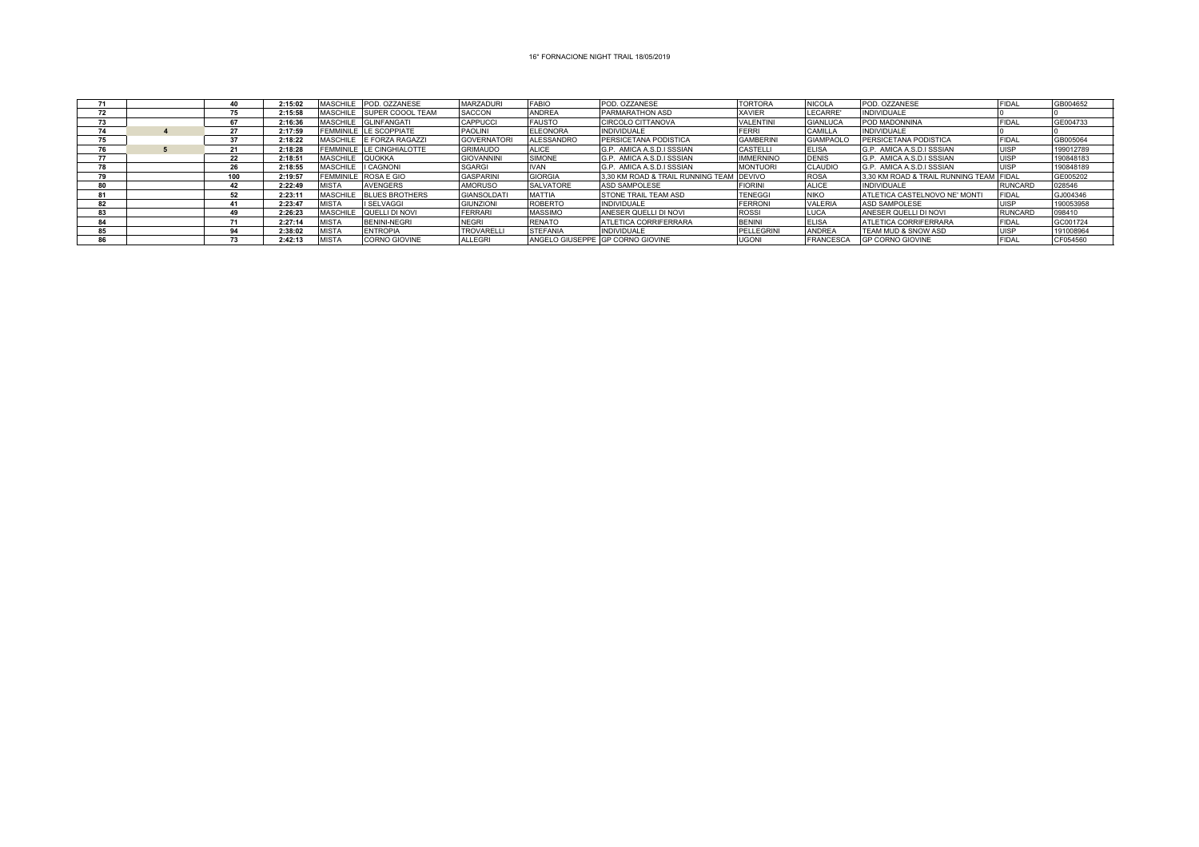16° FORNACIONE NIGHT TRAIL 18/05/2019

| | | | | | | | | | | | | | | |
|---|---|---|---|---|---|---|---|---|---|---|---|---|---|---|
| 71 | | 40 | 2:15:02 | MASCHILE | POD. OZZANESE | MARZADURI | FABIO | POD. OZZANESE | TORTORA | NICOLA | POD. OZZANESE | FIDAL | GB004652 |
| 72 | | 75 | 2:15:58 | MASCHILE | SUPER COOOL TEAM | SACCON | ANDREA | PARMARATHON ASD | XAVIER | LEGARRE' | INDIVIDUALE | 0 | 0 |
| 73 | | 67 | 2:16:36 | MASCHILE | GLINFANGATI | CAPPUCCI | FAUSTO | CIRCOLO CITTANOVA | VALENTINI | GIANLUCA | POD MADONNINA | FIDAL | GE004733 |
| 74 | 4 | 27 | 2:17:59 | FEMMINILE | LE SCOPPIATE | PAOLINI | ELEONORA | INDIVIDUALE | FERRI | CAMILLA | INDIVIDUALE | 0 | 0 |
| 75 | | 37 | 2:18:22 | MASCHILE | E FORZA RAGAZZI | GOVERNATORI | ALESSANDRO | PERSICETANA PODISTICA | GAMBERINI | GIAMPAOLO | PERSICETANA PODISTICA | FIDAL | GB005064 |
| 76 | 5 | 21 | 2:18:28 | FEMMINILE | LE CINGHIALOTTE | GRIMAUDO | ALICE | G.P. AMICA A.S.D.I SSSIAN | CASTELLI | ELISA | G.P. AMICA A.S.D.I SSSIAN | UISP | 199012789 |
| 77 | | 22 | 2:18:51 | MASCHILE | QUOKKA | GIOVANNINI | SIMONE | G.P. AMICA A.S.D.I SSSIAN | IMMERNINO | DENIS | G.P. AMICA A.S.D.I SSSIAN | UISP | 190848183 |
| 78 | | 26 | 2:18:55 | MASCHILE | I CAGNONI | SGARGI | IVAN | G.P. AMICA A.S.D.I SSSIAN | MONTUORI | CLAUDIO | G.P. AMICA A.S.D.I SSSIAN | UISP | 190848189 |
| 79 | | 100 | 2:19:57 | FEMMINILE | ROSA E GIO | GASPARINI | GIORGIA | 3,30 KM ROAD & TRAIL RUNNING TEAM | DEVIVO | ROSA | 3,30 KM ROAD & TRAIL RUNNING TEAM | FIDAL | GE005202 |
| 80 | | 42 | 2:22:49 | MISTA | AVENGERS | AMORUSO | SALVATORE | ASD SAMPOLESE | FIORINI | ALICE | INDIVIDUALE | RUNCARD | 028546 |
| 81 | | 52 | 2:23:11 | MASCHILE | BLUES BROTHERS | GIANSOLDATI | MATTIA | STONE TRAIL TEAM ASD | TENEGGI | NIKO | ATLETICA CASTELNOVO NE' MONTI | FIDAL | GJ004346 |
| 82 | | 41 | 2:23:47 | MISTA | I SELVAGGI | GIUNZIONI | ROBERTO | INDIVIDUALE | FERRONI | VALERIA | ASD SAMPOLESE | UISP | 190053958 |
| 83 | | 49 | 2:26:23 | MASCHILE | QUELLI DI NOVI | FERRARI | MASSIMO | ANESER QUELLI DI NOVI | ROSSI | LUCA | ANESER QUELLI DI NOVI | RUNCARD | 098410 |
| 84 | | 71 | 2:27:14 | MISTA | BENINI-NEGRI | NEGRI | RENATO | ATLETICA CORRIFERRARA | BENINI | ELISA | ATLETICA CORRIFERRARA | FIDAL | GC001724 |
| 85 | | 94 | 2:38:02 | MISTA | ENTROPIA | TROVARELLI | STEFANIA | INDIVIDUALE | PELLEGRINI | ANDREA | TEAM MUD & SNOW ASD | UISP | 191008964 |
| 86 | | 73 | 2:42:13 | MISTA | CORNO GIOVINE | ALLEGRI | ANGELO GIUSEPPE | GP CORNO GIOVINE | UGONI | FRANCESCA | GP CORNO GIOVINE | FIDAL | CF054560 |